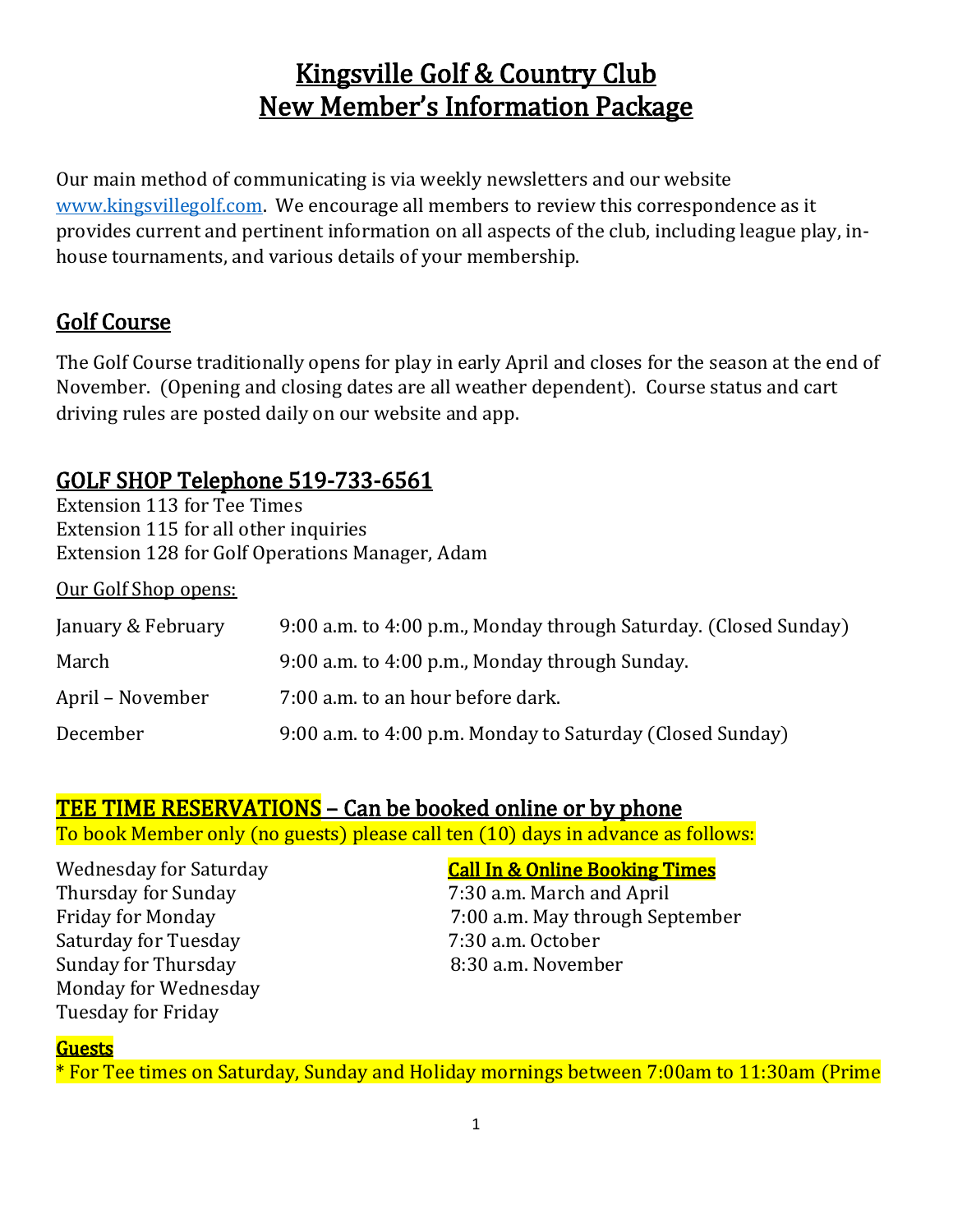# Kingsville Golf & Country Club
# New Member's Information Package

Our main method of communicating is via weekly newsletters and our website www.kingsvillegolf.com. We encourage all members to review this correspondence as it provides current and pertinent information on all aspects of the club, including league play, in-house tournaments, and various details of your membership.

## Golf Course

The Golf Course traditionally opens for play in early April and closes for the season at the end of November. (Opening and closing dates are all weather dependent). Course status and cart driving rules are posted daily on our website and app.

## GOLF SHOP Telephone 519-733-6561

Extension 113 for Tee Times
Extension 115 for all other inquiries
Extension 128 for Golf Operations Manager, Adam

Our Golf Shop opens:

| | |
|---|---|
| January & February | 9:00 a.m. to 4:00 p.m., Monday through Saturday. (Closed Sunday) |
| March | 9:00 a.m. to 4:00 p.m., Monday through Sunday. |
| April – November | 7:00 a.m. to an hour before dark. |
| December | 9:00 a.m. to 4:00 p.m. Monday to Saturday (Closed Sunday) |

## TEE TIME RESERVATIONS – Can be booked online or by phone

To book Member only (no guests) please call ten (10) days in advance as follows:

Wednesday for Saturday
Thursday for Sunday
Friday for Monday
Saturday for Tuesday
Sunday for Thursday
Monday for Wednesday
Tuesday for Friday

**Call In & Online Booking Times**

7:30 a.m. March and April
7:00 a.m. May through September
7:30 a.m. October
8:30 a.m. November

**Guests**

* For Tee times on Saturday, Sunday and Holiday mornings between 7:00am to 11:30am (Prime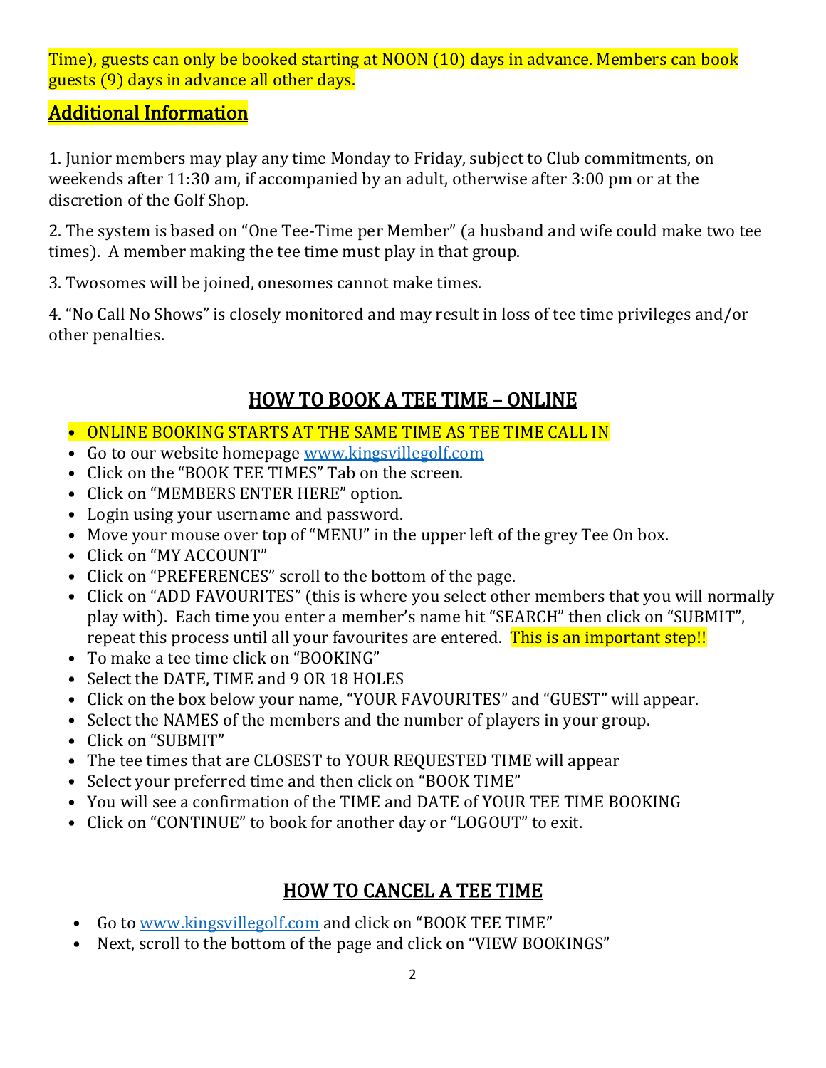Time), guests can only be booked starting at NOON (10) days in advance. Members can book guests (9) days in advance all other days.

## Additional Information

1. Junior members may play any time Monday to Friday, subject to Club commitments, on weekends after 11:30 am, if accompanied by an adult, otherwise after 3:00 pm or at the discretion of the Golf Shop.

2. The system is based on "One Tee-Time per Member" (a husband and wife could make two tee times). A member making the tee time must play in that group.

3. Twosomes will be joined, onesomes cannot make times.

4. "No Call No Shows" is closely monitored and may result in loss of tee time privileges and/or other penalties.

## HOW TO BOOK A TEE TIME – ONLINE

- ONLINE BOOKING STARTS AT THE SAME TIME AS TEE TIME CALL IN
- Go to our website homepage www.kingsvillegolf.com
- Click on the "BOOK TEE TIMES" Tab on the screen.
- Click on "MEMBERS ENTER HERE" option.
- Login using your username and password.
- Move your mouse over top of "MENU" in the upper left of the grey Tee On box.
- Click on "MY ACCOUNT"
- Click on "PREFERENCES" scroll to the bottom of the page.
- Click on "ADD FAVOURITES" (this is where you select other members that you will normally play with). Each time you enter a member's name hit "SEARCH" then click on "SUBMIT", repeat this process until all your favourites are entered. This is an important step!!
- To make a tee time click on "BOOKING"
- Select the DATE, TIME and 9 OR 18 HOLES
- Click on the box below your name, "YOUR FAVOURITES" and "GUEST" will appear.
- Select the NAMES of the members and the number of players in your group.
- Click on "SUBMIT"
- The tee times that are CLOSEST to YOUR REQUESTED TIME will appear
- Select your preferred time and then click on "BOOK TIME"
- You will see a confirmation of the TIME and DATE of YOUR TEE TIME BOOKING
- Click on "CONTINUE" to book for another day or "LOGOUT" to exit.

## HOW TO CANCEL A TEE TIME

- Go to www.kingsvillegolf.com and click on "BOOK TEE TIME"
- Next, scroll to the bottom of the page and click on "VIEW BOOKINGS"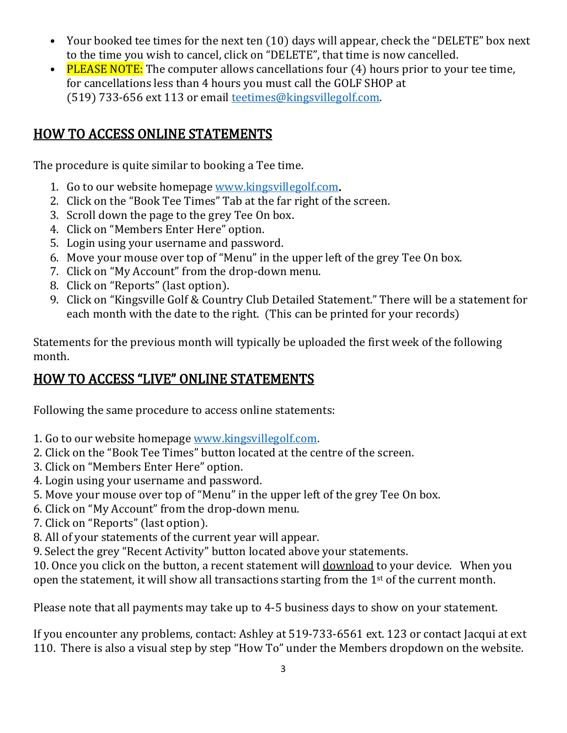- Your booked tee times for the next ten (10) days will appear, check the "DELETE" box next to the time you wish to cancel, click on "DELETE", that time is now cancelled.
- PLEASE NOTE: The computer allows cancellations four (4) hours prior to your tee time, for cancellations less than 4 hours you must call the GOLF SHOP at (519) 733-656 ext 113 or email teetimes@kingsvillegolf.com.

## HOW TO ACCESS ONLINE STATEMENTS

The procedure is quite similar to booking a Tee time.

1. Go to our website homepage www.kingsvillegolf.com.
2. Click on the "Book Tee Times" Tab at the far right of the screen.
3. Scroll down the page to the grey Tee On box.
4. Click on "Members Enter Here" option.
5. Login using your username and password.
6. Move your mouse over top of "Menu" in the upper left of the grey Tee On box.
7. Click on "My Account" from the drop-down menu.
8. Click on "Reports" (last option).
9. Click on "Kingsville Golf & Country Club Detailed Statement." There will be a statement for each month with the date to the right. (This can be printed for your records)

Statements for the previous month will typically be uploaded the first week of the following month.

## HOW TO ACCESS "LIVE" ONLINE STATEMENTS

Following the same procedure to access online statements:

1. Go to our website homepage www.kingsvillegolf.com.
2. Click on the "Book Tee Times" button located at the centre of the screen.
3. Click on "Members Enter Here" option.
4. Login using your username and password.
5. Move your mouse over top of "Menu" in the upper left of the grey Tee On box.
6. Click on "My Account" from the drop-down menu.
7. Click on "Reports" (last option).
8. All of your statements of the current year will appear.
9. Select the grey "Recent Activity" button located above your statements.
10. Once you click on the button, a recent statement will download to your device. When you open the statement, it will show all transactions starting from the 1st of the current month.

Please note that all payments may take up to 4-5 business days to show on your statement.

If you encounter any problems, contact: Ashley at 519-733-6561 ext. 123 or contact Jacqui at ext 110. There is also a visual step by step "How To" under the Members dropdown on the website.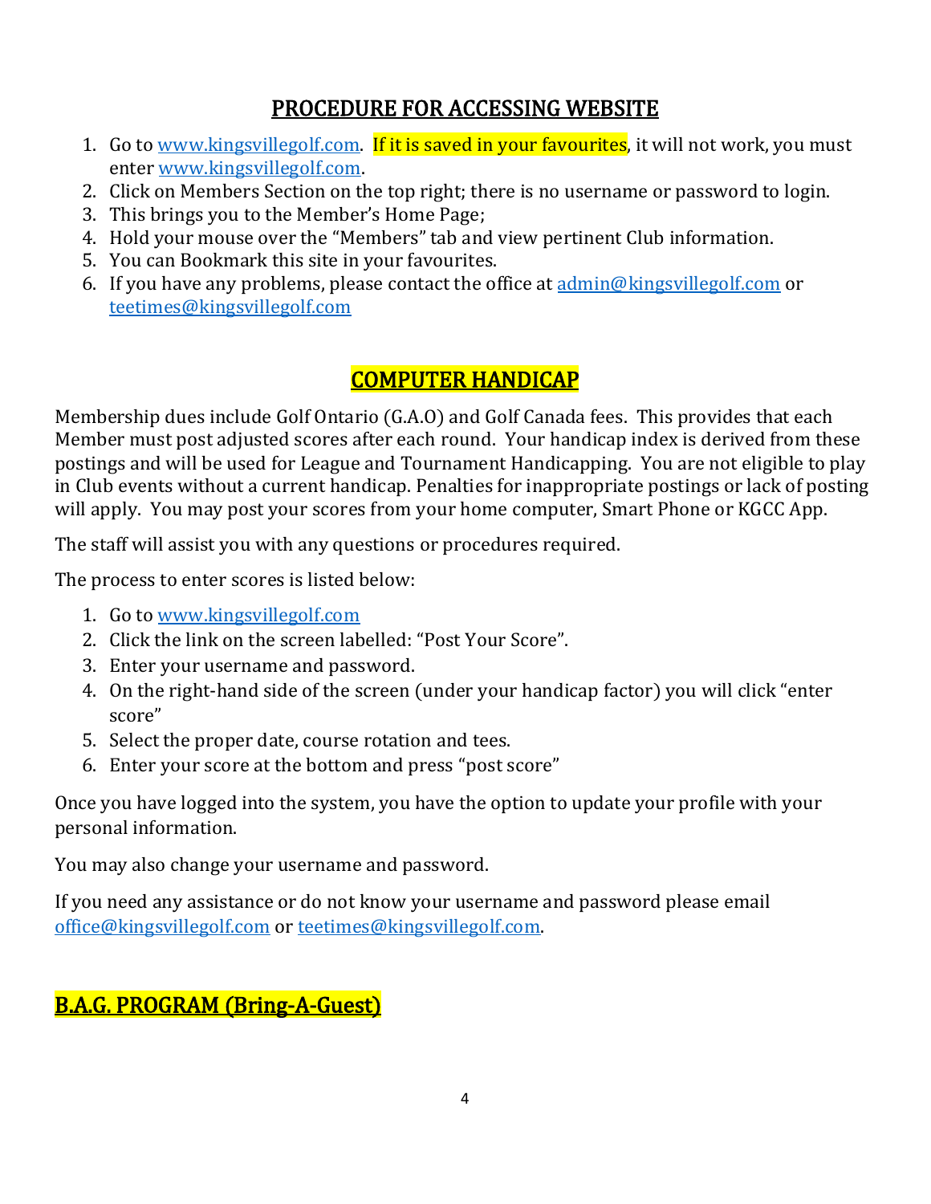## PROCEDURE FOR ACCESSING WEBSITE

1. Go to www.kingsvillegolf.com. If it is saved in your favourites, it will not work, you must enter www.kingsvillegolf.com.
2. Click on Members Section on the top right; there is no username or password to login.
3. This brings you to the Member's Home Page;
4. Hold your mouse over the "Members" tab and view pertinent Club information.
5. You can Bookmark this site in your favourites.
6. If you have any problems, please contact the office at admin@kingsvillegolf.com or teetimes@kingsvillegolf.com

## COMPUTER HANDICAP

Membership dues include Golf Ontario (G.A.O) and Golf Canada fees. This provides that each Member must post adjusted scores after each round. Your handicap index is derived from these postings and will be used for League and Tournament Handicapping. You are not eligible to play in Club events without a current handicap. Penalties for inappropriate postings or lack of posting will apply. You may post your scores from your home computer, Smart Phone or KGCC App.

The staff will assist you with any questions or procedures required.

The process to enter scores is listed below:

1. Go to www.kingsvillegolf.com
2. Click the link on the screen labelled: "Post Your Score".
3. Enter your username and password.
4. On the right-hand side of the screen (under your handicap factor) you will click "enter score"
5. Select the proper date, course rotation and tees.
6. Enter your score at the bottom and press "post score"

Once you have logged into the system, you have the option to update your profile with your personal information.

You may also change your username and password.

If you need any assistance or do not know your username and password please email office@kingsvillegolf.com or teetimes@kingsvillegolf.com.

## B.A.G. PROGRAM (Bring-A-Guest)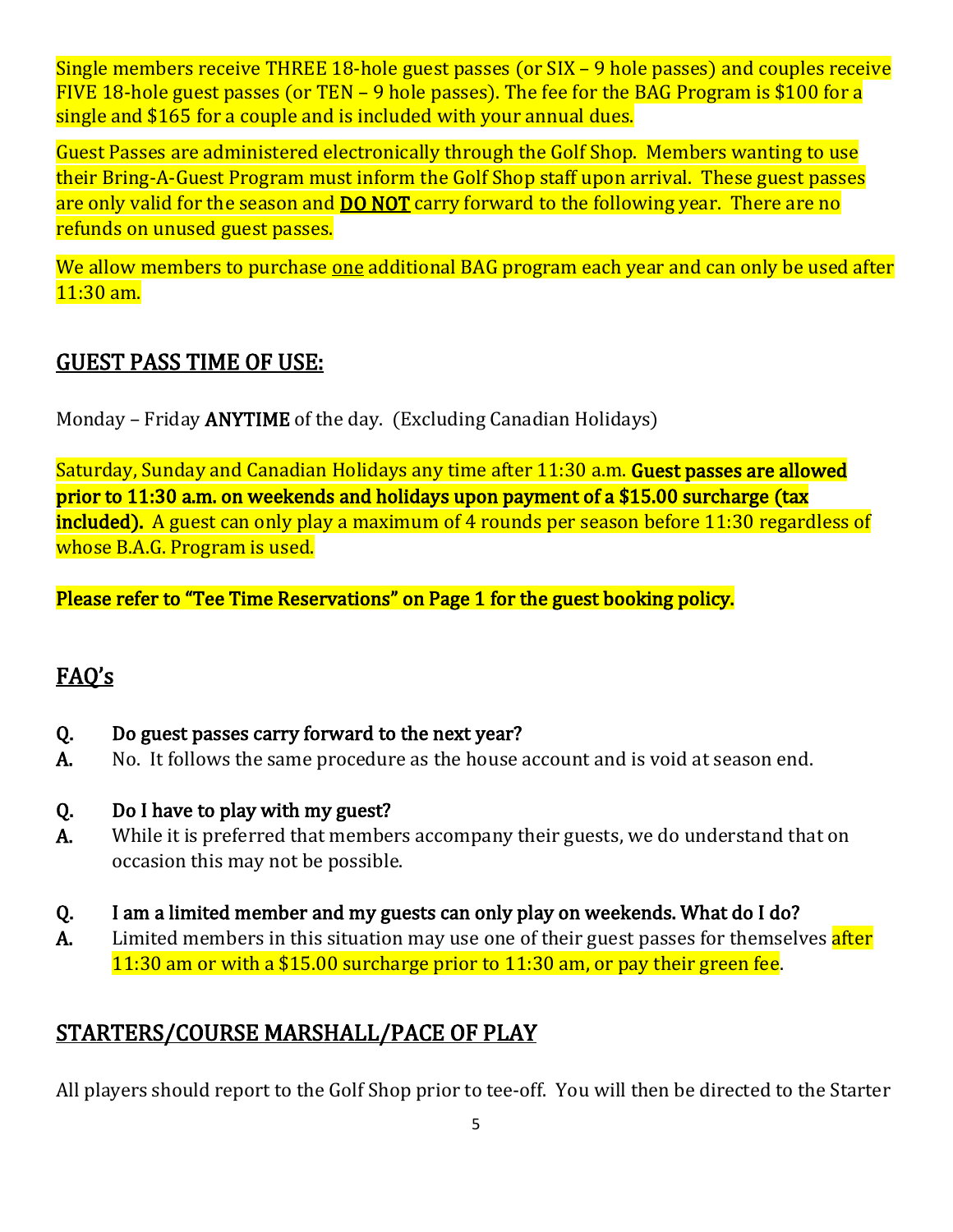Single members receive THREE 18-hole guest passes (or SIX – 9 hole passes) and couples receive FIVE 18-hole guest passes (or TEN – 9 hole passes). The fee for the BAG Program is $100 for a single and $165 for a couple and is included with your annual dues.

Guest Passes are administered electronically through the Golf Shop. Members wanting to use their Bring-A-Guest Program must inform the Golf Shop staff upon arrival. These guest passes are only valid for the season and **DO NOT** carry forward to the following year. There are no refunds on unused guest passes.

We allow members to purchase one additional BAG program each year and can only be used after 11:30 am.

## GUEST PASS TIME OF USE:

Monday – Friday **ANYTIME** of the day. (Excluding Canadian Holidays)

Saturday, Sunday and Canadian Holidays any time after 11:30 a.m. **Guest passes are allowed prior to 11:30 a.m. on weekends and holidays upon payment of a $15.00 surcharge (tax included).** A guest can only play a maximum of 4 rounds per season before 11:30 regardless of whose B.A.G. Program is used.

**Please refer to "Tee Time Reservations" on Page 1 for the guest booking policy.**

## FAQ's

**Q. Do guest passes carry forward to the next year?**
**A.** No. It follows the same procedure as the house account and is void at season end.

**Q. Do I have to play with my guest?**
**A.** While it is preferred that members accompany their guests, we do understand that on occasion this may not be possible.

**Q. I am a limited member and my guests can only play on weekends. What do I do?**
**A.** Limited members in this situation may use one of their guest passes for themselves after 11:30 am or with a $15.00 surcharge prior to 11:30 am, or pay their green fee.

## STARTERS/COURSE MARSHALL/PACE OF PLAY

All players should report to the Golf Shop prior to tee-off. You will then be directed to the Starter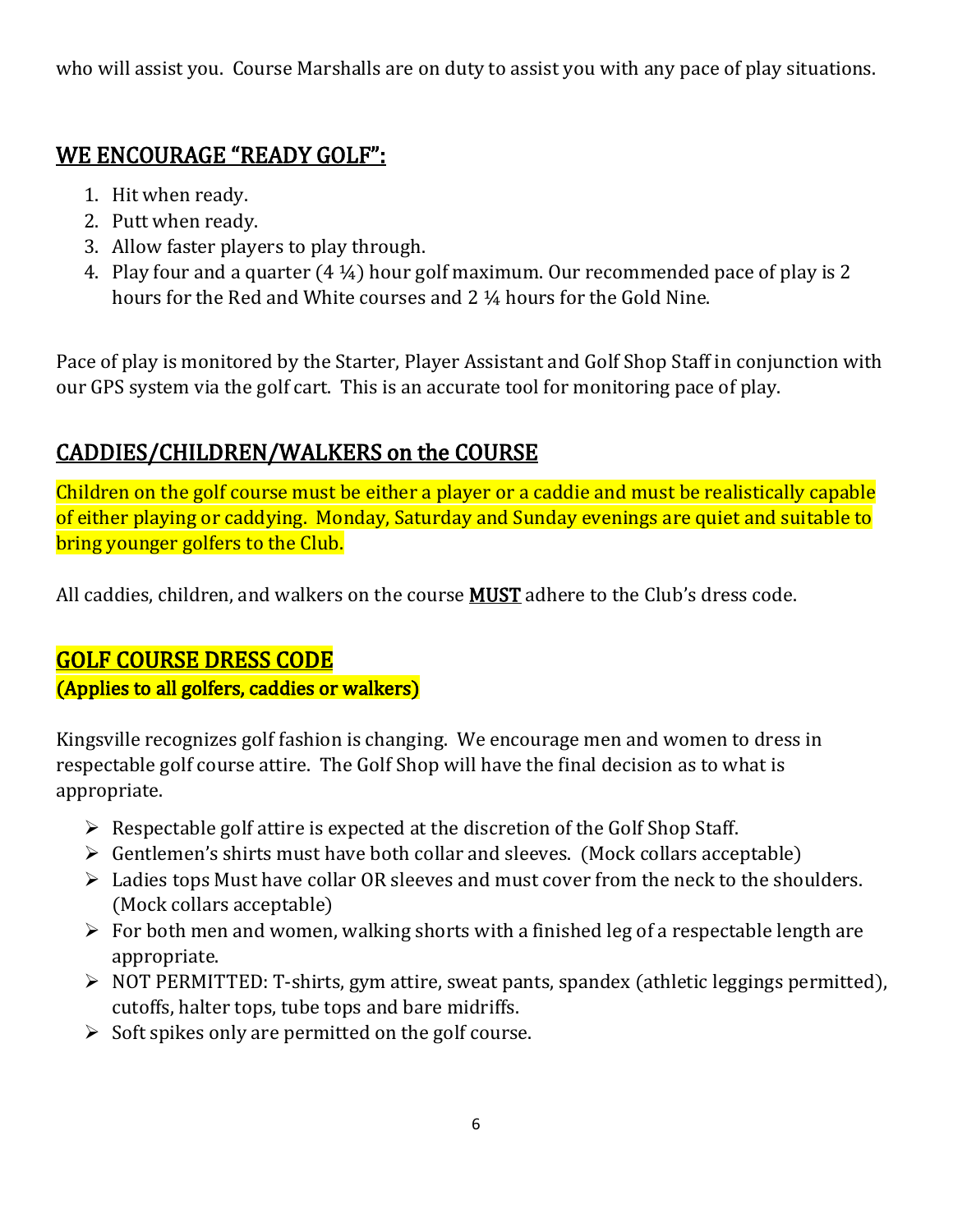who will assist you. Course Marshalls are on duty to assist you with any pace of play situations.

## WE ENCOURAGE "READY GOLF":

1. Hit when ready.
2. Putt when ready.
3. Allow faster players to play through.
4. Play four and a quarter (4 ¼) hour golf maximum. Our recommended pace of play is 2 hours for the Red and White courses and 2 ¼ hours for the Gold Nine.

Pace of play is monitored by the Starter, Player Assistant and Golf Shop Staff in conjunction with our GPS system via the golf cart. This is an accurate tool for monitoring pace of play.

## CADDIES/CHILDREN/WALKERS on the COURSE

Children on the golf course must be either a player or a caddie and must be realistically capable of either playing or caddying. Monday, Saturday and Sunday evenings are quiet and suitable to bring younger golfers to the Club.

All caddies, children, and walkers on the course **MUST** adhere to the Club's dress code.

## GOLF COURSE DRESS CODE

**(Applies to all golfers, caddies or walkers)**

Kingsville recognizes golf fashion is changing. We encourage men and women to dress in respectable golf course attire. The Golf Shop will have the final decision as to what is appropriate.

- Respectable golf attire is expected at the discretion of the Golf Shop Staff.
- Gentlemen's shirts must have both collar and sleeves. (Mock collars acceptable)
- Ladies tops Must have collar OR sleeves and must cover from the neck to the shoulders. (Mock collars acceptable)
- For both men and women, walking shorts with a finished leg of a respectable length are appropriate.
- NOT PERMITTED: T-shirts, gym attire, sweat pants, spandex (athletic leggings permitted), cutoffs, halter tops, tube tops and bare midriffs.
- Soft spikes only are permitted on the golf course.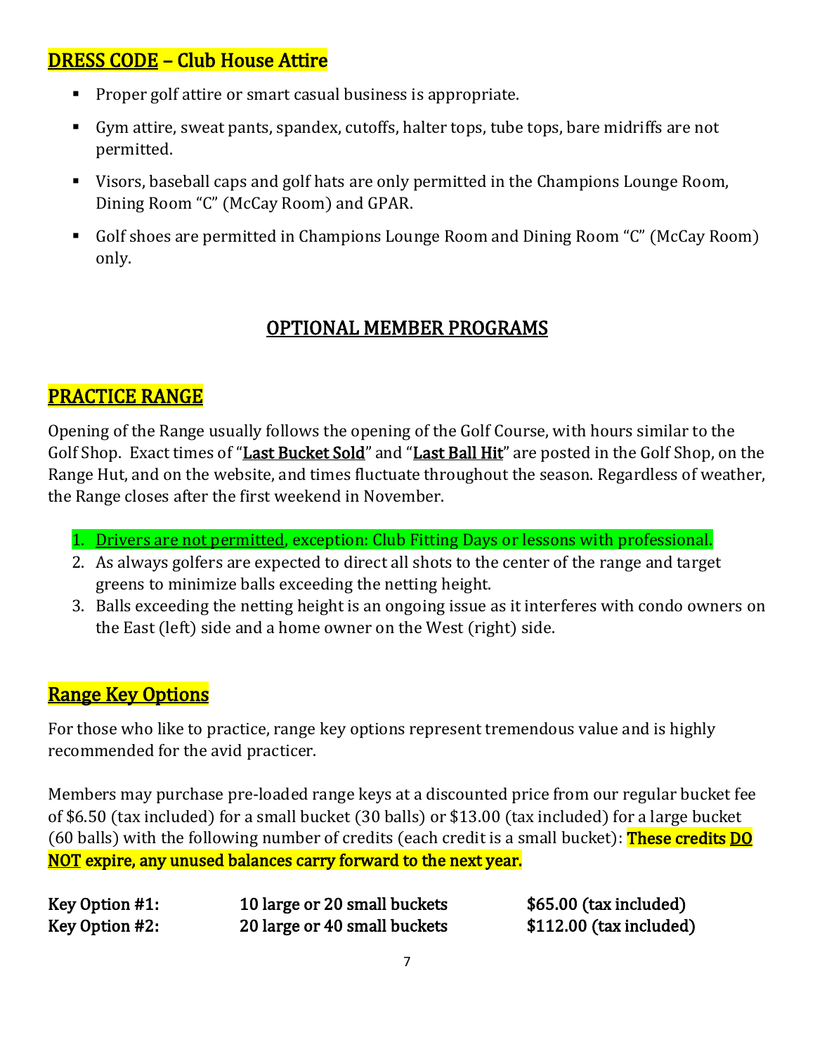## DRESS CODE – Club House Attire

- Proper golf attire or smart casual business is appropriate.
- Gym attire, sweat pants, spandex, cutoffs, halter tops, tube tops, bare midriffs are not permitted.
- Visors, baseball caps and golf hats are only permitted in the Champions Lounge Room, Dining Room "C" (McCay Room) and GPAR.
- Golf shoes are permitted in Champions Lounge Room and Dining Room "C" (McCay Room) only.

# OPTIONAL MEMBER PROGRAMS

## PRACTICE RANGE

Opening of the Range usually follows the opening of the Golf Course, with hours similar to the Golf Shop. Exact times of "**Last Bucket Sold**" and "**Last Ball Hit**" are posted in the Golf Shop, on the Range Hut, and on the website, and times fluctuate throughout the season. Regardless of weather, the Range closes after the first weekend in November.

1. Drivers are not permitted, exception: Club Fitting Days or lessons with professional.
2. As always golfers are expected to direct all shots to the center of the range and target greens to minimize balls exceeding the netting height.
3. Balls exceeding the netting height is an ongoing issue as it interferes with condo owners on the East (left) side and a home owner on the West (right) side.

## Range Key Options

For those who like to practice, range key options represent tremendous value and is highly recommended for the avid practicer.

Members may purchase pre-loaded range keys at a discounted price from our regular bucket fee of $6.50 (tax included) for a small bucket (30 balls) or $13.00 (tax included) for a large bucket (60 balls) with the following number of credits (each credit is a small bucket): **These credits DO NOT expire, any unused balances carry forward to the next year.**

| | | |
|---|---|---|
| **Key Option #1:** | **10 large or 20 small buckets** | **$65.00 (tax included)** |
| **Key Option #2:** | **20 large or 40 small buckets** | **$112.00 (tax included)** |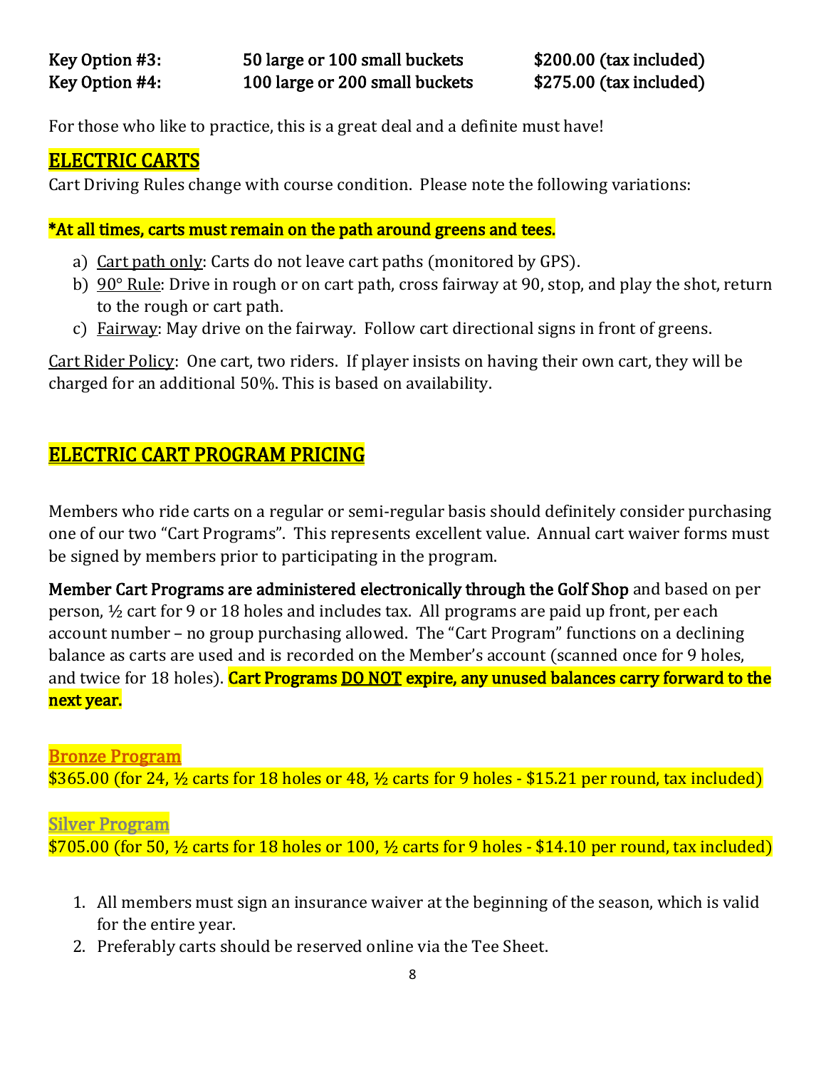| | | |
|---|---|---|
| **Key Option #3:** | **50 large or 100 small buckets** | **$200.00 (tax included)** |
| **Key Option #4:** | **100 large or 200 small buckets** | **$275.00 (tax included)** |

For those who like to practice, this is a great deal and a definite must have!

## ELECTRIC CARTS

Cart Driving Rules change with course condition. Please note the following variations:

**\*At all times, carts must remain on the path around greens and tees.**

a) Cart path only: Carts do not leave cart paths (monitored by GPS).
b) 90° Rule: Drive in rough or on cart path, cross fairway at 90, stop, and play the shot, return to the rough or cart path.
c) Fairway: May drive on the fairway. Follow cart directional signs in front of greens.

Cart Rider Policy: One cart, two riders. If player insists on having their own cart, they will be charged for an additional 50%. This is based on availability.

## ELECTRIC CART PROGRAM PRICING

Members who ride carts on a regular or semi-regular basis should definitely consider purchasing one of our two "Cart Programs". This represents excellent value. Annual cart waiver forms must be signed by members prior to participating in the program.

**Member Cart Programs are administered electronically through the Golf Shop** and based on per person, ½ cart for 9 or 18 holes and includes tax. All programs are paid up front, per each account number – no group purchasing allowed. The "Cart Program" functions on a declining balance as carts are used and is recorded on the Member's account (scanned once for 9 holes, and twice for 18 holes). **Cart Programs DO NOT expire, any unused balances carry forward to the next year.**

### Bronze Program

$365.00 (for 24, ½ carts for 18 holes or 48, ½ carts for 9 holes - $15.21 per round, tax included)

### Silver Program

$705.00 (for 50, ½ carts for 18 holes or 100, ½ carts for 9 holes - $14.10 per round, tax included)

1. All members must sign an insurance waiver at the beginning of the season, which is valid for the entire year.
2. Preferably carts should be reserved online via the Tee Sheet.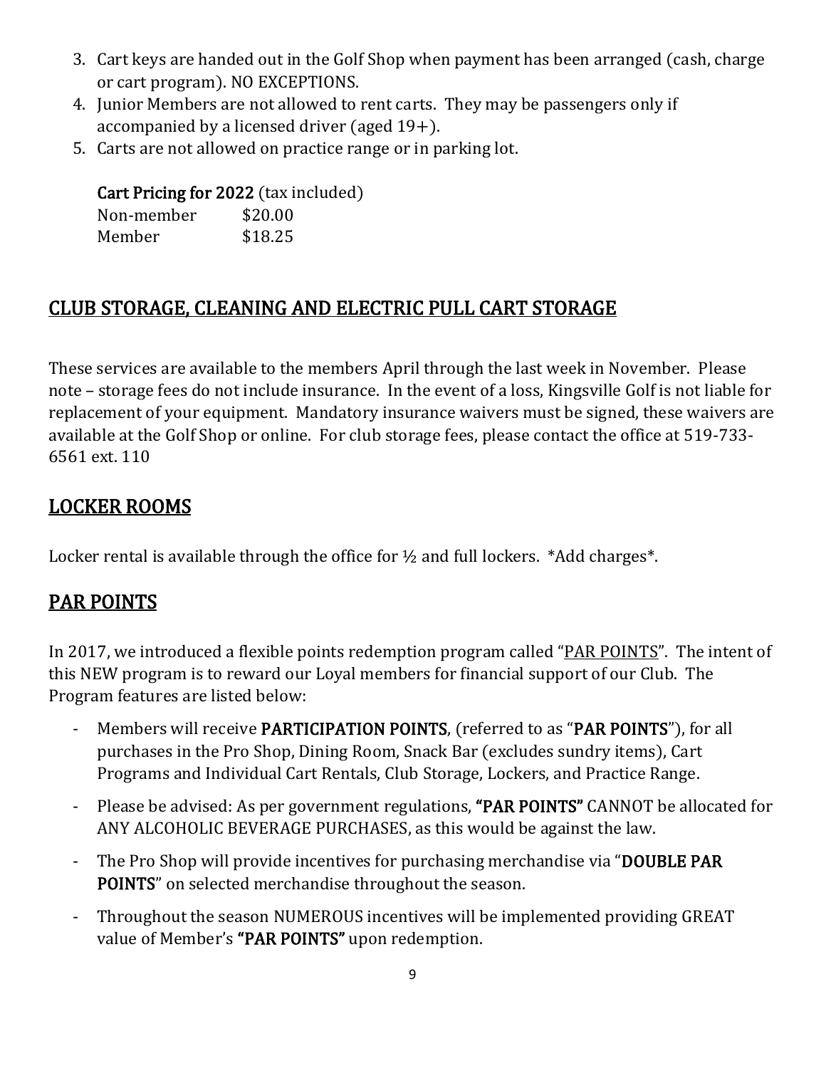3. Cart keys are handed out in the Golf Shop when payment has been arranged (cash, charge or cart program). NO EXCEPTIONS.
4. Junior Members are not allowed to rent carts. They may be passengers only if accompanied by a licensed driver (aged 19+).
5. Carts are not allowed on practice range or in parking lot.

**Cart Pricing for 2022** (tax included)

| | |
|---|---|
| Non-member | $20.00 |
| Member | $18.25 |

## CLUB STORAGE, CLEANING AND ELECTRIC PULL CART STORAGE

These services are available to the members April through the last week in November. Please note – storage fees do not include insurance. In the event of a loss, Kingsville Golf is not liable for replacement of your equipment. Mandatory insurance waivers must be signed, these waivers are available at the Golf Shop or online. For club storage fees, please contact the office at 519-733-6561 ext. 110

## LOCKER ROOMS

Locker rental is available through the office for ½ and full lockers. *Add charges*.

## PAR POINTS

In 2017, we introduced a flexible points redemption program called "PAR POINTS". The intent of this NEW program is to reward our Loyal members for financial support of our Club. The Program features are listed below:

- Members will receive **PARTICIPATION POINTS**, (referred to as "**PAR POINTS**"), for all purchases in the Pro Shop, Dining Room, Snack Bar (excludes sundry items), Cart Programs and Individual Cart Rentals, Club Storage, Lockers, and Practice Range.
- Please be advised: As per government regulations, **"PAR POINTS"** CANNOT be allocated for ANY ALCOHOLIC BEVERAGE PURCHASES, as this would be against the law.
- The Pro Shop will provide incentives for purchasing merchandise via "**DOUBLE PAR POINTS**" on selected merchandise throughout the season.
- Throughout the season NUMEROUS incentives will be implemented providing GREAT value of Member's **"PAR POINTS"** upon redemption.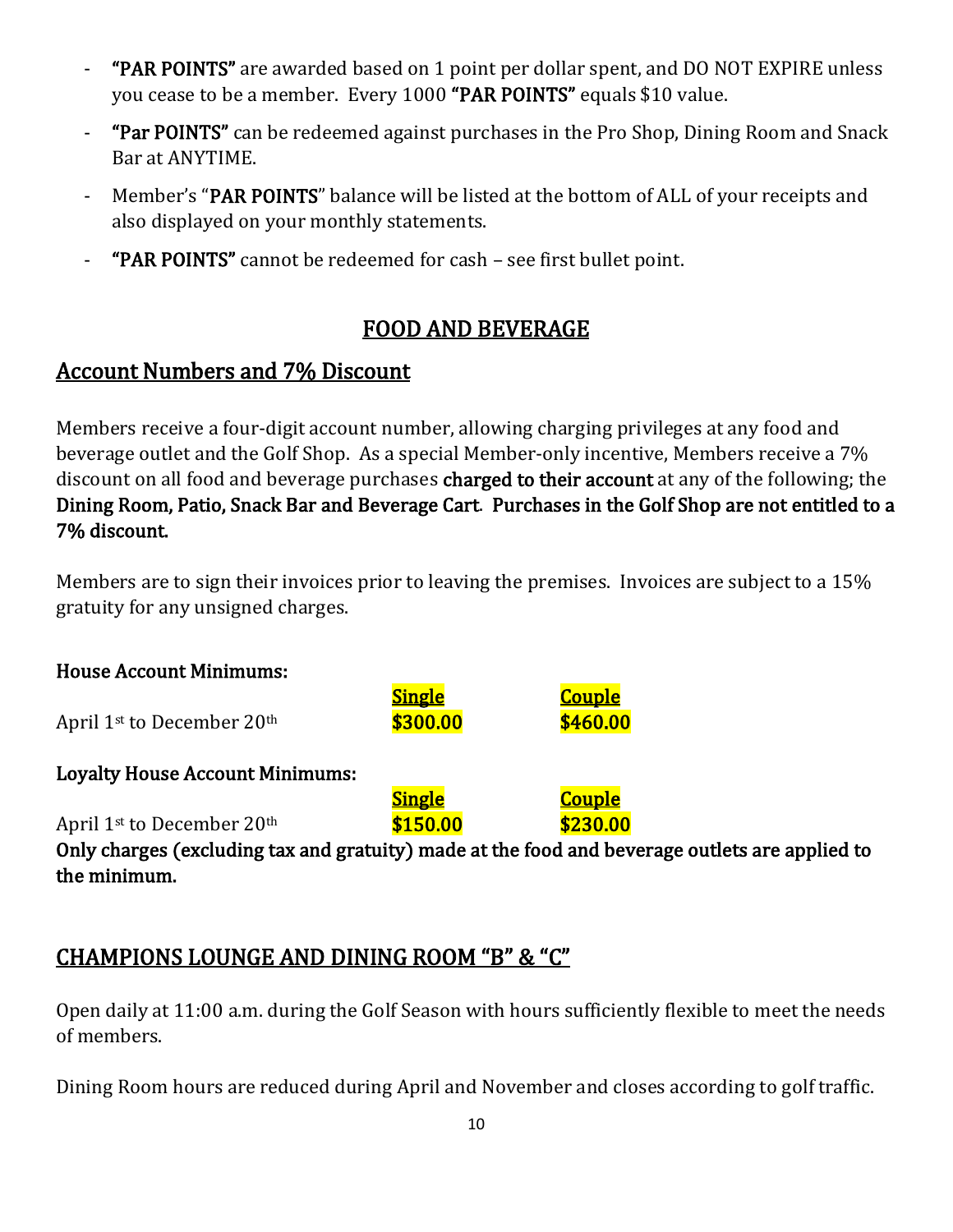- **"PAR POINTS"** are awarded based on 1 point per dollar spent, and DO NOT EXPIRE unless you cease to be a member. Every 1000 **"PAR POINTS"** equals $10 value.
- **"Par POINTS"** can be redeemed against purchases in the Pro Shop, Dining Room and Snack Bar at ANYTIME.
- Member's "**PAR POINTS**" balance will be listed at the bottom of ALL of your receipts and also displayed on your monthly statements.
- **"PAR POINTS"** cannot be redeemed for cash – see first bullet point.

# FOOD AND BEVERAGE

## Account Numbers and 7% Discount

Members receive a four-digit account number, allowing charging privileges at any food and beverage outlet and the Golf Shop. As a special Member-only incentive, Members receive a 7% discount on all food and beverage purchases **charged to their account** at any of the following; the **Dining Room, Patio, Snack Bar and Beverage Cart**. **Purchases in the Golf Shop are not entitled to a 7% discount.**

Members are to sign their invoices prior to leaving the premises. Invoices are subject to a 15% gratuity for any unsigned charges.

**House Account Minimums:**

| | Single | Couple |
|---|---|---|
| April 1st to December 20th | **$300.00** | **$460.00** |

**Loyalty House Account Minimums:**

| | Single | Couple |
|---|---|---|
| April 1st to December 20th | **$150.00** | **$230.00** |

**Only charges (excluding tax and gratuity) made at the food and beverage outlets are applied to the minimum.**

## CHAMPIONS LOUNGE AND DINING ROOM "B" & "C"

Open daily at 11:00 a.m. during the Golf Season with hours sufficiently flexible to meet the needs of members.

Dining Room hours are reduced during April and November and closes according to golf traffic.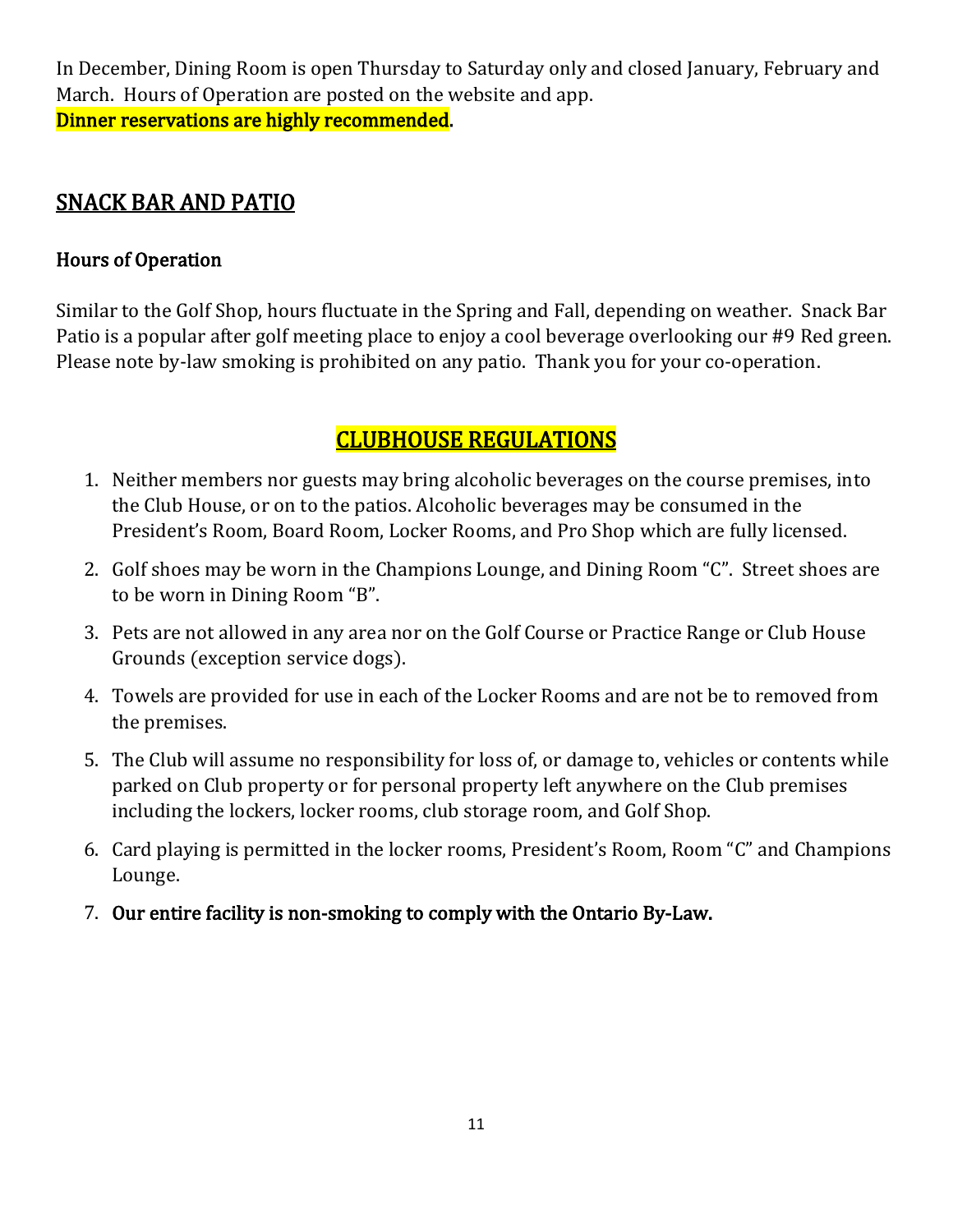In December, Dining Room is open Thursday to Saturday only and closed January, February and March. Hours of Operation are posted on the website and app.
**Dinner reservations are highly recommended.**

## SNACK BAR AND PATIO

### Hours of Operation

Similar to the Golf Shop, hours fluctuate in the Spring and Fall, depending on weather. Snack Bar Patio is a popular after golf meeting place to enjoy a cool beverage overlooking our #9 Red green. Please note by-law smoking is prohibited on any patio. Thank you for your co-operation.

## CLUBHOUSE REGULATIONS

1. Neither members nor guests may bring alcoholic beverages on the course premises, into the Club House, or on to the patios. Alcoholic beverages may be consumed in the President's Room, Board Room, Locker Rooms, and Pro Shop which are fully licensed.
2. Golf shoes may be worn in the Champions Lounge, and Dining Room "C". Street shoes are to be worn in Dining Room "B".
3. Pets are not allowed in any area nor on the Golf Course or Practice Range or Club House Grounds (exception service dogs).
4. Towels are provided for use in each of the Locker Rooms and are not be to removed from the premises.
5. The Club will assume no responsibility for loss of, or damage to, vehicles or contents while parked on Club property or for personal property left anywhere on the Club premises including the lockers, locker rooms, club storage room, and Golf Shop.
6. Card playing is permitted in the locker rooms, President's Room, Room "C" and Champions Lounge.
7. **Our entire facility is non-smoking to comply with the Ontario By-Law.**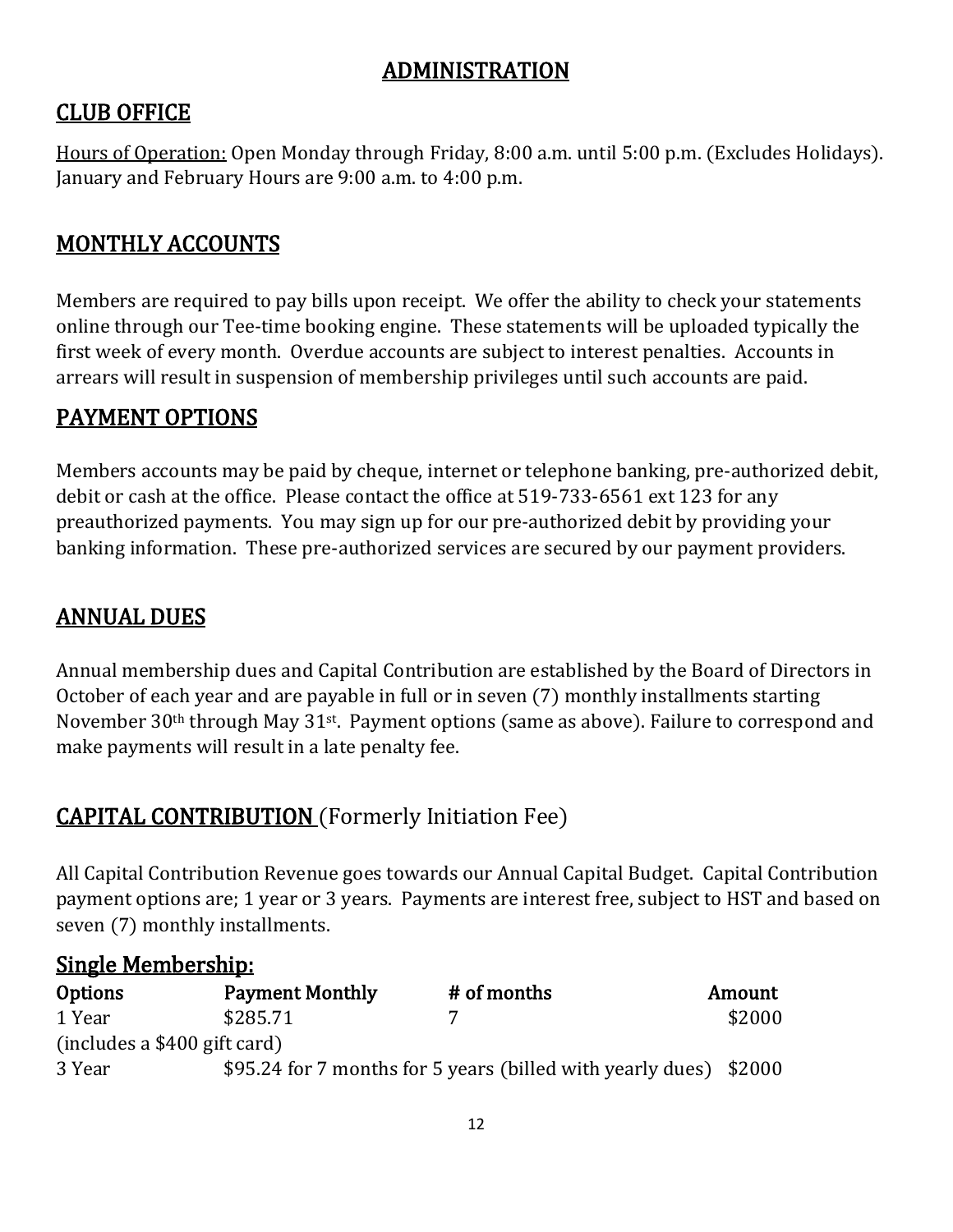# ADMINISTRATION

## CLUB OFFICE

Hours of Operation: Open Monday through Friday, 8:00 a.m. until 5:00 p.m. (Excludes Holidays). January and February Hours are 9:00 a.m. to 4:00 p.m.

## MONTHLY ACCOUNTS

Members are required to pay bills upon receipt. We offer the ability to check your statements online through our Tee-time booking engine. These statements will be uploaded typically the first week of every month. Overdue accounts are subject to interest penalties. Accounts in arrears will result in suspension of membership privileges until such accounts are paid.

## PAYMENT OPTIONS

Members accounts may be paid by cheque, internet or telephone banking, pre-authorized debit, debit or cash at the office. Please contact the office at 519-733-6561 ext 123 for any preauthorized payments. You may sign up for our pre-authorized debit by providing your banking information. These pre-authorized services are secured by our payment providers.

## ANNUAL DUES

Annual membership dues and Capital Contribution are established by the Board of Directors in October of each year and are payable in full or in seven (7) monthly installments starting November 30th through May 31st. Payment options (same as above). Failure to correspond and make payments will result in a late penalty fee.

## CAPITAL CONTRIBUTION (Formerly Initiation Fee)

All Capital Contribution Revenue goes towards our Annual Capital Budget. Capital Contribution payment options are; 1 year or 3 years. Payments are interest free, subject to HST and based on seven (7) monthly installments.

### Single Membership:

| Options | Payment Monthly | # of months | Amount |
|---|---|---|---|
| 1 Year (includes a $400 gift card) | $285.71 | 7 | $2000 |
| 3 Year | $95.24 for 7 months for 5 years (billed with yearly dues) | | $2000 |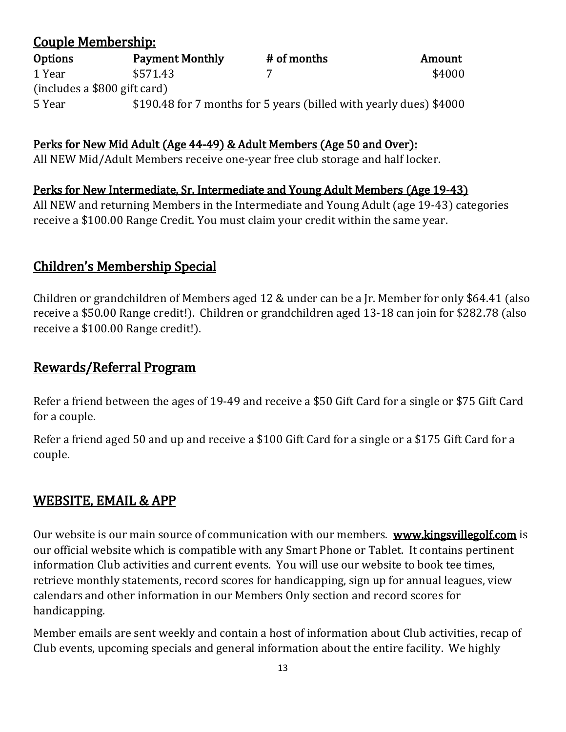## Couple Membership:

| Options | Payment Monthly | # of months | Amount |
|---|---|---|---|
| 1 Year | $571.43 | 7 | $4000 |
| (includes a $800 gift card) | | | |
| 5 Year | $190.48 for 7 months for 5 years (billed with yearly dues) | | $4000 |

### Perks for New Mid Adult (Age 44-49) & Adult Members (Age 50 and Over):

All NEW Mid/Adult Members receive one-year free club storage and half locker.

### Perks for New Intermediate, Sr. Intermediate and Young Adult Members (Age 19-43)

All NEW and returning Members in the Intermediate and Young Adult (age 19-43) categories receive a $100.00 Range Credit. You must claim your credit within the same year.

## Children's Membership Special

Children or grandchildren of Members aged 12 & under can be a Jr. Member for only $64.41 (also receive a $50.00 Range credit!). Children or grandchildren aged 13-18 can join for $282.78 (also receive a $100.00 Range credit!).

## Rewards/Referral Program

Refer a friend between the ages of 19-49 and receive a $50 Gift Card for a single or $75 Gift Card for a couple.

Refer a friend aged 50 and up and receive a $100 Gift Card for a single or a $175 Gift Card for a couple.

## WEBSITE, EMAIL & APP

Our website is our main source of communication with our members. **www.kingsvillegolf.com** is our official website which is compatible with any Smart Phone or Tablet. It contains pertinent information Club activities and current events. You will use our website to book tee times, retrieve monthly statements, record scores for handicapping, sign up for annual leagues, view calendars and other information in our Members Only section and record scores for handicapping.

Member emails are sent weekly and contain a host of information about Club activities, recap of Club events, upcoming specials and general information about the entire facility. We highly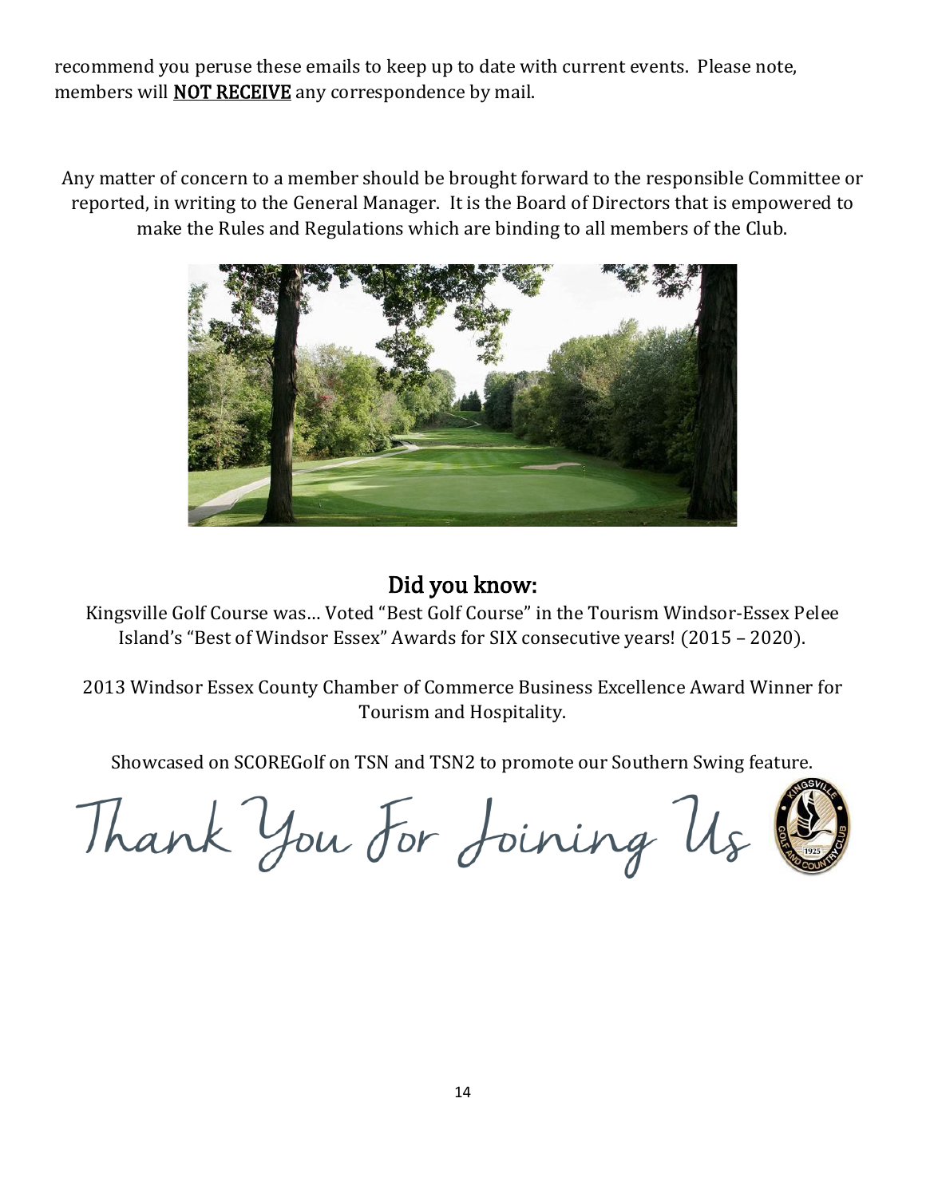recommend you peruse these emails to keep up to date with current events. Please note, members will **NOT RECEIVE** any correspondence by mail.

Any matter of concern to a member should be brought forward to the responsible Committee or reported, in writing to the General Manager. It is the Board of Directors that is empowered to make the Rules and Regulations which are binding to all members of the Club.

## Did you know:

Kingsville Golf Course was… Voted "Best Golf Course" in the Tourism Windsor-Essex Pelee Island's "Best of Windsor Essex" Awards for SIX consecutive years! (2015 – 2020).

2013 Windsor Essex County Chamber of Commerce Business Excellence Award Winner for Tourism and Hospitality.

Showcased on SCOREGolf on TSN and TSN2 to promote our Southern Swing feature.

*Thank You For Joining Us*